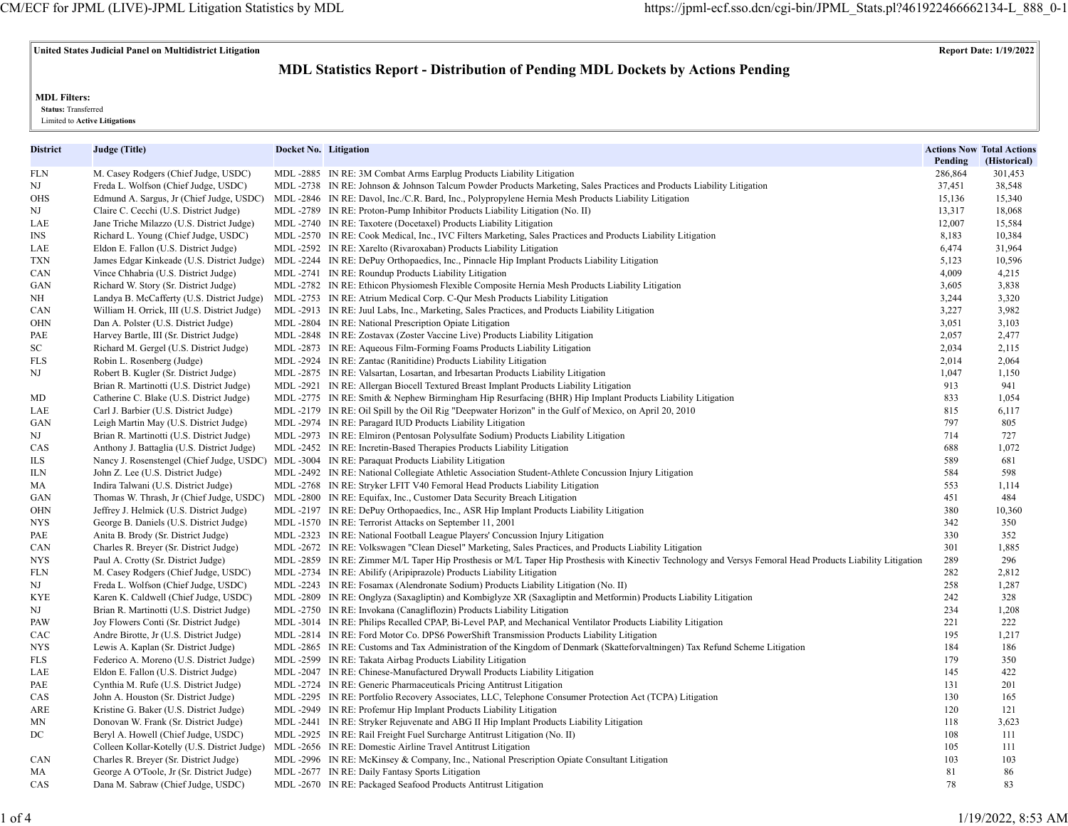**United States Judicial Panel on Multidistrict Litigation** **Report Date: 1/19/2022**

# MDL Statistics Report - Distribution of Pending MDL Dockets by Actions Pending

**MDL Filters:**
**Status:** Transferred
Limited to **Active Litigations**

| District | Judge (Title) | Docket No. | Litigation | Actions Now Pending | Total Actions (Historical) |
|---|---|---|---|---|---|
| FLN | M. Casey Rodgers (Chief Judge, USDC) | MDL -2885 | IN RE: 3M Combat Arms Earplug Products Liability Litigation | 286,864 | 301,453 |
| NJ | Freda L. Wolfson (Chief Judge, USDC) | MDL -2738 | IN RE: Johnson & Johnson Talcum Powder Products Marketing, Sales Practices and Products Liability Litigation | 37,451 | 38,548 |
| OHS | Edmund A. Sargus, Jr (Chief Judge, USDC) | MDL -2846 | IN RE: Davol, Inc./C.R. Bard, Inc., Polypropylene Hernia Mesh Products Liability Litigation | 15,136 | 15,340 |
| NJ | Claire C. Cecchi (U.S. District Judge) | MDL -2789 | IN RE: Proton-Pump Inhibitor Products Liability Litigation (No. II) | 13,317 | 18,068 |
| LAE | Jane Triche Milazzo (U.S. District Judge) | MDL -2740 | IN RE: Taxotere (Docetaxel) Products Liability Litigation | 12,007 | 15,584 |
| INS | Richard L. Young (Chief Judge, USDC) | MDL -2570 | IN RE: Cook Medical, Inc., IVC Filters Marketing, Sales Practices and Products Liability Litigation | 8,183 | 10,384 |
| LAE | Eldon E. Fallon (U.S. District Judge) | MDL -2592 | IN RE: Xarelto (Rivaroxaban) Products Liability Litigation | 6,474 | 31,964 |
| TXN | James Edgar Kinkeade (U.S. District Judge) | MDL -2244 | IN RE: DePuy Orthopaedics, Inc., Pinnacle Hip Implant Products Liability Litigation | 5,123 | 10,596 |
| CAN | Vince Chhabria (U.S. District Judge) | MDL -2741 | IN RE: Roundup Products Liability Litigation | 4,009 | 4,215 |
| GAN | Richard W. Story (Sr. District Judge) | MDL -2782 | IN RE: Ethicon Physiomesh Flexible Composite Hernia Mesh Products Liability Litigation | 3,605 | 3,838 |
| NH | Landya B. McCafferty (U.S. District Judge) | MDL -2753 | IN RE: Atrium Medical Corp. C-Qur Mesh Products Liability Litigation | 3,244 | 3,320 |
| CAN | William H. Orrick, III (U.S. District Judge) | MDL -2913 | IN RE: Juul Labs, Inc., Marketing, Sales Practices, and Products Liability Litigation | 3,227 | 3,982 |
| OHN | Dan A. Polster (U.S. District Judge) | MDL -2804 | IN RE: National Prescription Opiate Litigation | 3,051 | 3,103 |
| PAE | Harvey Bartle, III (Sr. District Judge) | MDL -2848 | IN RE: Zostavax (Zoster Vaccine Live) Products Liability Litigation | 2,057 | 2,477 |
| SC | Richard M. Gergel (U.S. District Judge) | MDL -2873 | IN RE: Aqueous Film-Forming Foams Products Liability Litigation | 2,034 | 2,115 |
| FLS | Robin L. Rosenberg (Judge) | MDL -2924 | IN RE: Zantac (Ranitidine) Products Liability Litigation | 2,014 | 2,064 |
| NJ | Robert B. Kugler (Sr. District Judge) | MDL -2875 | IN RE: Valsartan, Losartan, and Irbesartan Products Liability Litigation | 1,047 | 1,150 |
| | Brian R. Martinotti (U.S. District Judge) | MDL -2921 | IN RE: Allergan Biocell Textured Breast Implant Products Liability Litigation | 913 | 941 |
| MD | Catherine C. Blake (U.S. District Judge) | MDL -2775 | IN RE: Smith & Nephew Birmingham Hip Resurfacing (BHR) Hip Implant Products Liability Litigation | 833 | 1,054 |
| LAE | Carl J. Barbier (U.S. District Judge) | MDL -2179 | IN RE: Oil Spill by the Oil Rig "Deepwater Horizon" in the Gulf of Mexico, on April 20, 2010 | 815 | 6,117 |
| GAN | Leigh Martin May (U.S. District Judge) | MDL -2974 | IN RE: Paragard IUD Products Liability Litigation | 797 | 805 |
| NJ | Brian R. Martinotti (U.S. District Judge) | MDL -2973 | IN RE: Elmiron (Pentosan Polysulfate Sodium) Products Liability Litigation | 714 | 727 |
| CAS | Anthony J. Battaglia (U.S. District Judge) | MDL -2452 | IN RE: Incretin-Based Therapies Products Liability Litigation | 688 | 1,072 |
| ILS | Nancy J. Rosenstengel (Chief Judge, USDC) | MDL -3004 | IN RE: Paraquat Products Liability Litigation | 589 | 681 |
| ILN | John Z. Lee (U.S. District Judge) | MDL -2492 | IN RE: National Collegiate Athletic Association Student-Athlete Concussion Injury Litigation | 584 | 598 |
| MA | Indira Talwani (U.S. District Judge) | MDL -2768 | IN RE: Stryker LFIT V40 Femoral Head Products Liability Litigation | 553 | 1,114 |
| GAN | Thomas W. Thrash, Jr (Chief Judge, USDC) | MDL -2800 | IN RE: Equifax, Inc., Customer Data Security Breach Litigation | 451 | 484 |
| OHN | Jeffrey J. Helmick (U.S. District Judge) | MDL -2197 | IN RE: DePuy Orthopaedics, Inc., ASR Hip Implant Products Liability Litigation | 380 | 10,360 |
| NYS | George B. Daniels (U.S. District Judge) | MDL -1570 | IN RE: Terrorist Attacks on September 11, 2001 | 342 | 350 |
| PAE | Anita B. Brody (Sr. District Judge) | MDL -2323 | IN RE: National Football League Players' Concussion Injury Litigation | 330 | 352 |
| CAN | Charles R. Breyer (Sr. District Judge) | MDL -2672 | IN RE: Volkswagen "Clean Diesel" Marketing, Sales Practices, and Products Liability Litigation | 301 | 1,885 |
| NYS | Paul A. Crotty (Sr. District Judge) | MDL -2859 | IN RE: Zimmer M/L Taper Hip Prosthesis or M/L Taper Hip Prosthesis with Kinectiv Technology and Versys Femoral Head Products Liability Litigation | 289 | 296 |
| FLN | M. Casey Rodgers (Chief Judge, USDC) | MDL -2734 | IN RE: Abilify (Aripiprazole) Products Liability Litigation | 282 | 2,812 |
| NJ | Freda L. Wolfson (Chief Judge, USDC) | MDL -2243 | IN RE: Fosamax (Alendronate Sodium) Products Liability Litigation (No. II) | 258 | 1,287 |
| KYE | Karen K. Caldwell (Chief Judge, USDC) | MDL -2809 | IN RE: Onglyza (Saxagliptin) and Kombiglyze XR (Saxagliptin and Metformin) Products Liability Litigation | 242 | 328 |
| NJ | Brian R. Martinotti (U.S. District Judge) | MDL -2750 | IN RE: Invokana (Canagliflozin) Products Liability Litigation | 234 | 1,208 |
| PAW | Joy Flowers Conti (Sr. District Judge) | MDL -3014 | IN RE: Philips Recalled CPAP, Bi-Level PAP, and Mechanical Ventilator Products Liability Litigation | 221 | 222 |
| CAC | Andre Birotte, Jr (U.S. District Judge) | MDL -2814 | IN RE: Ford Motor Co. DPS6 PowerShift Transmission Products Liability Litigation | 195 | 1,217 |
| NYS | Lewis A. Kaplan (Sr. District Judge) | MDL -2865 | IN RE: Customs and Tax Administration of the Kingdom of Denmark (Skatteforvaltningen) Tax Refund Scheme Litigation | 184 | 186 |
| FLS | Federico A. Moreno (U.S. District Judge) | MDL -2599 | IN RE: Takata Airbag Products Liability Litigation | 179 | 350 |
| LAE | Eldon E. Fallon (U.S. District Judge) | MDL -2047 | IN RE: Chinese-Manufactured Drywall Products Liability Litigation | 145 | 422 |
| PAE | Cynthia M. Rufe (U.S. District Judge) | MDL -2724 | IN RE: Generic Pharmaceuticals Pricing Antitrust Litigation | 131 | 201 |
| CAS | John A. Houston (Sr. District Judge) | MDL -2295 | IN RE: Portfolio Recovery Associates, LLC, Telephone Consumer Protection Act (TCPA) Litigation | 130 | 165 |
| ARE | Kristine G. Baker (U.S. District Judge) | MDL -2949 | IN RE: Profemur Hip Implant Products Liability Litigation | 120 | 121 |
| MN | Donovan W. Frank (Sr. District Judge) | MDL -2441 | IN RE: Stryker Rejuvenate and ABG II Hip Implant Products Liability Litigation | 118 | 3,623 |
| DC | Beryl A. Howell (Chief Judge, USDC) | MDL -2925 | IN RE: Rail Freight Fuel Surcharge Antitrust Litigation (No. II) | 108 | 111 |
| | Colleen Kollar-Kotelly (U.S. District Judge) | MDL -2656 | IN RE: Domestic Airline Travel Antitrust Litigation | 105 | 111 |
| CAN | Charles R. Breyer (Sr. District Judge) | MDL -2996 | IN RE: McKinsey & Company, Inc., National Prescription Opiate Consultant Litigation | 103 | 103 |
| MA | George A O'Toole, Jr (Sr. District Judge) | MDL -2677 | IN RE: Daily Fantasy Sports Litigation | 81 | 86 |
| CAS | Dana M. Sabraw (Chief Judge, USDC) | MDL -2670 | IN RE: Packaged Seafood Products Antitrust Litigation | 78 | 83 |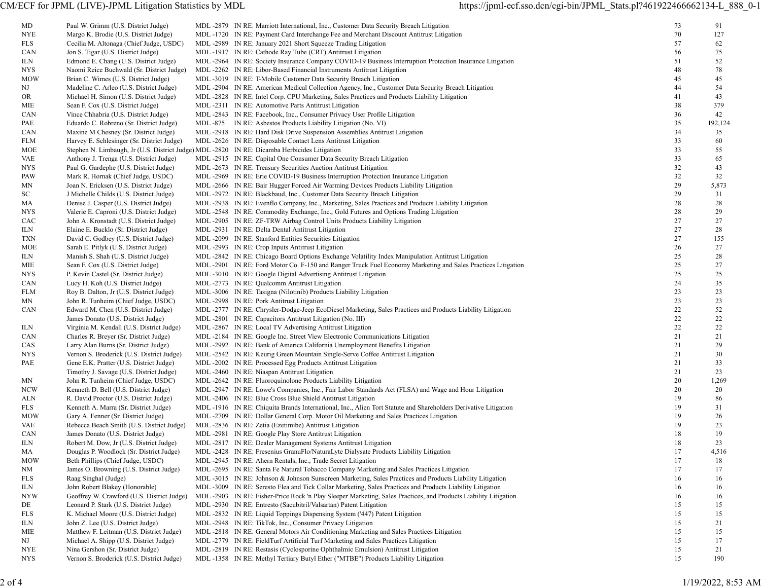| District | Judge | MDL No. | Title | Pending | Total |
|---|---|---|---|---|---|
| MD | Paul W. Grimm (U.S. District Judge) | MDL -2879 | IN RE: Marriott International, Inc., Customer Data Security Breach Litigation | 73 | 91 |
| NYE | Margo K. Brodie (U.S. District Judge) | MDL -1720 | IN RE: Payment Card Interchange Fee and Merchant Discount Antitrust Litigation | 70 | 127 |
| FLS | Cecilia M. Altonaga (Chief Judge, USDC) | MDL -2989 | IN RE: January 2021 Short Squeeze Trading Litigation | 57 | 62 |
| CAN | Jon S. Tigar (U.S. District Judge) | MDL -1917 | IN RE: Cathode Ray Tube (CRT) Antitrust Litigation | 56 | 75 |
| ILN | Edmond E. Chang (U.S. District Judge) | MDL -2964 | IN RE: Society Insurance Company COVID-19 Business Interruption Protection Insurance Litigation | 51 | 52 |
| NYS | Naomi Reice Buchwald (Sr. District Judge) | MDL -2262 | IN RE: Libor-Based Financial Instruments Antitrust Litigation | 48 | 78 |
| MOW | Brian C. Wimes (U.S. District Judge) | MDL -3019 | IN RE: T-Mobile Customer Data Security Breach Litigation | 45 | 45 |
| NJ | Madeline C. Arleo (U.S. District Judge) | MDL -2904 | IN RE: American Medical Collection Agency, Inc., Customer Data Security Breach Litigation | 44 | 54 |
| OR | Michael H. Simon (U.S. District Judge) | MDL -2828 | IN RE: Intel Corp. CPU Marketing, Sales Practices and Products Liability Litigation | 41 | 43 |
| MIE | Sean F. Cox (U.S. District Judge) | MDL -2311 | IN RE: Automotive Parts Antitrust Litigation | 38 | 379 |
| CAN | Vince Chhabria (U.S. District Judge) | MDL -2843 | IN RE: Facebook, Inc., Consumer Privacy User Profile Litigation | 36 | 42 |
| PAE | Eduardo C. Robreno (Sr. District Judge) | MDL -875 | IN RE: Asbestos Products Liability Litigation (No. VI) | 35 | 192,124 |
| CAN | Maxine M Chesney (Sr. District Judge) | MDL -2918 | IN RE: Hard Disk Drive Suspension Assemblies Antitrust Litigation | 34 | 35 |
| FLM | Harvey E. Schlesinger (Sr. District Judge) | MDL -2626 | IN RE: Disposable Contact Lens Antitrust Litigation | 33 | 60 |
| MOE | Stephen N. Limbaugh, Jr (U.S. District Judge) | MDL -2820 | IN RE: Dicamba Herbicides Litigation | 33 | 55 |
| VAE | Anthony J. Trenga (U.S. District Judge) | MDL -2915 | IN RE: Capital One Consumer Data Security Breach Litigation | 33 | 65 |
| NYS | Paul G. Gardephe (U.S. District Judge) | MDL -2673 | IN RE: Treasury Securities Auction Antitrust Litigation | 32 | 43 |
| PAW | Mark R. Hornak (Chief Judge, USDC) | MDL -2969 | IN RE: Erie COVID-19 Business Interruption Protection Insurance Litigation | 32 | 32 |
| MN | Joan N. Ericksen (U.S. District Judge) | MDL -2666 | IN RE: Bair Hugger Forced Air Warming Devices Products Liability Litigation | 29 | 5,873 |
| SC | J Michelle Childs (U.S. District Judge) | MDL -2972 | IN RE: Blackbaud, Inc., Customer Data Security Breach Litigation | 29 | 31 |
| MA | Denise J. Casper (U.S. District Judge) | MDL -2938 | IN RE: Evenflo Company, Inc., Marketing, Sales Practices and Products Liability Litigation | 28 | 28 |
| NYS | Valerie E. Caproni (U.S. District Judge) | MDL -2548 | IN RE: Commodity Exchange, Inc., Gold Futures and Options Trading Litigation | 28 | 29 |
| CAC | John A. Kronstadt (U.S. District Judge) | MDL -2905 | IN RE: ZF-TRW Airbag Control Units Products Liability Litigation | 27 | 27 |
| ILN | Elaine E. Bucklo (Sr. District Judge) | MDL -2931 | IN RE: Delta Dental Antitrust Litigation | 27 | 28 |
| TXN | David C. Godbey (U.S. District Judge) | MDL -2099 | IN RE: Stanford Entities Securities Litigation | 27 | 155 |
| MOE | Sarah E. Pitlyk (U.S. District Judge) | MDL -2993 | IN RE: Crop Inputs Antitrust Litigation | 26 | 27 |
| ILN | Manish S. Shah (U.S. District Judge) | MDL -2842 | IN RE: Chicago Board Options Exchange Volatility Index Manipulation Antitrust Litigation | 25 | 28 |
| MIE | Sean F. Cox (U.S. District Judge) | MDL -2901 | IN RE: Ford Motor Co. F-150 and Ranger Truck Fuel Economy Marketing and Sales Practices Litigation | 25 | 27 |
| NYS | P. Kevin Castel (Sr. District Judge) | MDL -3010 | IN RE: Google Digital Advertising Antitrust Litigation | 25 | 25 |
| CAN | Lucy H. Koh (U.S. District Judge) | MDL -2773 | IN RE: Qualcomm Antitrust Litigation | 24 | 35 |
| FLM | Roy B. Dalton, Jr (U.S. District Judge) | MDL -3006 | IN RE: Tasigna (Nilotinib) Products Liability Litigation | 23 | 23 |
| MN | John R. Tunheim (Chief Judge, USDC) | MDL -2998 | IN RE: Pork Antitrust Litigation | 23 | 23 |
| CAN | Edward M. Chen (U.S. District Judge) | MDL -2777 | IN RE: Chrysler-Dodge-Jeep EcoDiesel Marketing, Sales Practices and Products Liability Litigation | 22 | 52 |
| | James Donato (U.S. District Judge) | MDL -2801 | IN RE: Capacitors Antitrust Litigation (No. III) | 22 | 22 |
| ILN | Virginia M. Kendall (U.S. District Judge) | MDL -2867 | IN RE: Local TV Advertising Antitrust Litigation | 22 | 22 |
| CAN | Charles R. Breyer (Sr. District Judge) | MDL -2184 | IN RE: Google Inc. Street View Electronic Communications Litigation | 21 | 21 |
| CAS | Larry Alan Burns (Sr. District Judge) | MDL -2992 | IN RE: Bank of America California Unemployment Benefits Litigation | 21 | 29 |
| NYS | Vernon S. Broderick (U.S. District Judge) | MDL -2542 | IN RE: Keurig Green Mountain Single-Serve Coffee Antitrust Litigation | 21 | 30 |
| PAE | Gene E.K. Pratter (U.S. District Judge) | MDL -2002 | IN RE: Processed Egg Products Antitrust Litigation | 21 | 33 |
| | Timothy J. Savage (U.S. District Judge) | MDL -2460 | IN RE: Niaspan Antitrust Litigation | 21 | 23 |
| MN | John R. Tunheim (Chief Judge, USDC) | MDL -2642 | IN RE: Fluoroquinolone Products Liability Litigation | 20 | 1,269 |
| NCW | Kenneth D. Bell (U.S. District Judge) | MDL -2947 | IN RE: Lowe's Companies, Inc., Fair Labor Standards Act (FLSA) and Wage and Hour Litigation | 20 | 20 |
| ALN | R. David Proctor (U.S. District Judge) | MDL -2406 | IN RE: Blue Cross Blue Shield Antitrust Litigation | 19 | 86 |
| FLS | Kenneth A. Marra (Sr. District Judge) | MDL -1916 | IN RE: Chiquita Brands International, Inc., Alien Tort Statute and Shareholders Derivative Litigation | 19 | 31 |
| MOW | Gary A. Fenner (Sr. District Judge) | MDL -2709 | IN RE: Dollar General Corp. Motor Oil Marketing and Sales Practices Litigation | 19 | 26 |
| VAE | Rebecca Beach Smith (U.S. District Judge) | MDL -2836 | IN RE: Zetia (Ezetimibe) Antitrust Litigation | 19 | 23 |
| CAN | James Donato (U.S. District Judge) | MDL -2981 | IN RE: Google Play Store Antitrust Litigation | 18 | 19 |
| ILN | Robert M. Dow, Jr (U.S. District Judge) | MDL -2817 | IN RE: Dealer Management Systems Antitrust Litigation | 18 | 23 |
| MA | Douglas P. Woodlock (Sr. District Judge) | MDL -2428 | IN RE: Fresenius GranuFlo/NaturaLyte Dialysate Products Liability Litigation | 17 | 4,516 |
| MOW | Beth Phillips (Chief Judge, USDC) | MDL -2945 | IN RE: Ahern Rentals, Inc., Trade Secret Litigation | 17 | 18 |
| NM | James O. Browning (U.S. District Judge) | MDL -2695 | IN RE: Santa Fe Natural Tobacco Company Marketing and Sales Practices Litigation | 17 | 17 |
| FLS | Raag Singhal (Judge) | MDL -3015 | IN RE: Johnson & Johnson Sunscreen Marketing, Sales Practices and Products Liability Litigation | 16 | 16 |
| ILN | John Robert Blakey (Honorable) | MDL -3009 | IN RE: Seresto Flea and Tick Collar Marketing, Sales Practices and Products Liability Litigation | 16 | 16 |
| NYW | Geoffrey W. Crawford (U.S. District Judge) | MDL -2903 | IN RE: Fisher-Price Rock 'n Play Sleeper Marketing, Sales Practices, and Products Liability Litigation | 16 | 16 |
| DE | Leonard P. Stark (U.S. District Judge) | MDL -2930 | IN RE: Entresto (Sacubitril/Valsartan) Patent Litigation | 15 | 15 |
| FLS | K. Michael Moore (U.S. District Judge) | MDL -2832 | IN RE: Liquid Toppings Dispensing System ('447) Patent Litigation | 15 | 15 |
| ILN | John Z. Lee (U.S. District Judge) | MDL -2948 | IN RE: TikTok, Inc., Consumer Privacy Litigation | 15 | 21 |
| MIE | Matthew F. Leitman (U.S. District Judge) | MDL -2818 | IN RE: General Motors Air Conditioning Marketing and Sales Practices Litigation | 15 | 15 |
| NJ | Michael A. Shipp (U.S. District Judge) | MDL -2779 | IN RE: FieldTurf Artificial Turf Marketing and Sales Practices Litigation | 15 | 17 |
| NYE | Nina Gershon (Sr. District Judge) | MDL -2819 | IN RE: Restasis (Cyclosporine Ophthalmic Emulsion) Antitrust Litigation | 15 | 21 |
| NYS | Vernon S. Broderick (U.S. District Judge) | MDL -1358 | IN RE: Methyl Tertiary Butyl Ether ("MTBE") Products Liability Litigation | 15 | 190 |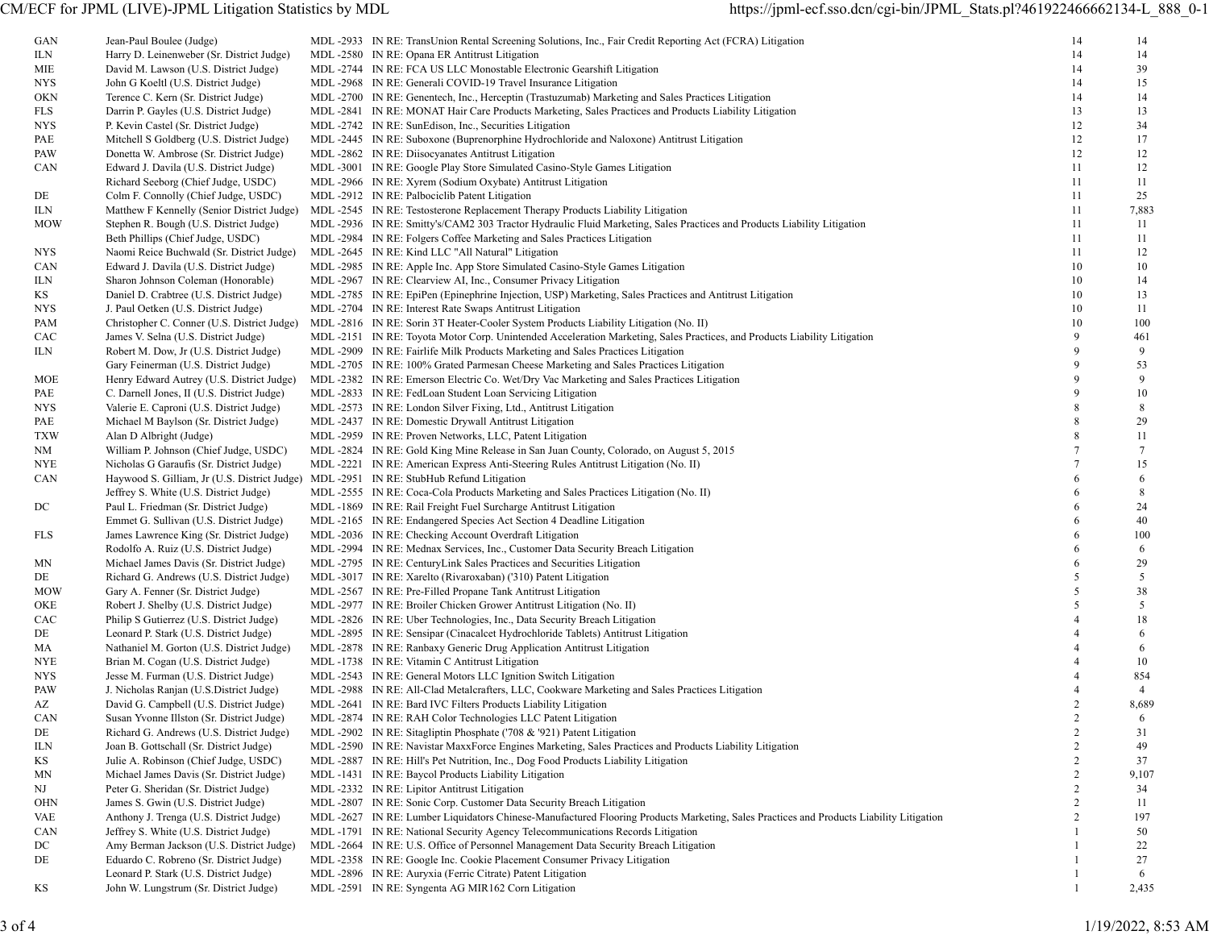| | | | | | |
|---|---|---|---|---|---|
| GAN | Jean-Paul Boulee (Judge) | MDL -2933 | IN RE: TransUnion Rental Screening Solutions, Inc., Fair Credit Reporting Act (FCRA) Litigation | 14 | 14 |
| ILN | Harry D. Leinenweber (Sr. District Judge) | MDL -2580 | IN RE: Opana ER Antitrust Litigation | 14 | 14 |
| MIE | David M. Lawson (U.S. District Judge) | MDL -2744 | IN RE: FCA US LLC Monostable Electronic Gearshift Litigation | 14 | 39 |
| NYS | John G Koeltl (U.S. District Judge) | MDL -2968 | IN RE: Generali COVID-19 Travel Insurance Litigation | 14 | 15 |
| OKN | Terence C. Kern (Sr. District Judge) | MDL -2700 | IN RE: Genentech, Inc., Herceptin (Trastuzumab) Marketing and Sales Practices Litigation | 14 | 14 |
| FLS | Darrin P. Gayles (U.S. District Judge) | MDL -2841 | IN RE: MONAT Hair Care Products Marketing, Sales Practices and Products Liability Litigation | 13 | 13 |
| NYS | P. Kevin Castel (Sr. District Judge) | MDL -2742 | IN RE: SunEdison, Inc., Securities Litigation | 12 | 34 |
| PAE | Mitchell S Goldberg (U.S. District Judge) | MDL -2445 | IN RE: Suboxone (Buprenorphine Hydrochloride and Naloxone) Antitrust Litigation | 12 | 17 |
| PAW | Donetta W. Ambrose (Sr. District Judge) | MDL -2862 | IN RE: Diisocyanates Antitrust Litigation | 12 | 12 |
| CAN | Edward J. Davila (U.S. District Judge) | MDL -3001 | IN RE: Google Play Store Simulated Casino-Style Games Litigation | 11 | 12 |
| | Richard Seeborg (Chief Judge, USDC) | MDL -2966 | IN RE: Xyrem (Sodium Oxybate) Antitrust Litigation | 11 | 11 |
| DE | Colm F. Connolly (Chief Judge, USDC) | MDL -2912 | IN RE: Palbociclib Patent Litigation | 11 | 25 |
| ILN | Matthew F Kennelly (Senior District Judge) | MDL -2545 | IN RE: Testosterone Replacement Therapy Products Liability Litigation | 11 | 7,883 |
| MOW | Stephen R. Bough (U.S. District Judge) | MDL -2936 | IN RE: Smitty's/CAM2 303 Tractor Hydraulic Fluid Marketing, Sales Practices and Products Liability Litigation | 11 | 11 |
| | Beth Phillips (Chief Judge, USDC) | MDL -2984 | IN RE: Folgers Coffee Marketing and Sales Practices Litigation | 11 | 11 |
| NYS | Naomi Reice Buchwald (Sr. District Judge) | MDL -2645 | IN RE: Kind LLC "All Natural" Litigation | 11 | 12 |
| CAN | Edward J. Davila (U.S. District Judge) | MDL -2985 | IN RE: Apple Inc. App Store Simulated Casino-Style Games Litigation | 10 | 10 |
| ILN | Sharon Johnson Coleman (Honorable) | MDL -2967 | IN RE: Clearview AI, Inc., Consumer Privacy Litigation | 10 | 14 |
| KS | Daniel D. Crabtree (U.S. District Judge) | MDL -2785 | IN RE: EpiPen (Epinephrine Injection, USP) Marketing, Sales Practices and Antitrust Litigation | 10 | 13 |
| NYS | J. Paul Oetken (U.S. District Judge) | MDL -2704 | IN RE: Interest Rate Swaps Antitrust Litigation | 10 | 11 |
| PAM | Christopher C. Conner (U.S. District Judge) | MDL -2816 | IN RE: Sorin 3T Heater-Cooler System Products Liability Litigation (No. II) | 10 | 100 |
| CAC | James V. Selna (U.S. District Judge) | MDL -2151 | IN RE: Toyota Motor Corp. Unintended Acceleration Marketing, Sales Practices, and Products Liability Litigation | 9 | 461 |
| ILN | Robert M. Dow, Jr (U.S. District Judge) | MDL -2909 | IN RE: Fairlife Milk Products Marketing and Sales Practices Litigation | 9 | 9 |
| | Gary Feinerman (U.S. District Judge) | MDL -2705 | IN RE: 100% Grated Parmesan Cheese Marketing and Sales Practices Litigation | 9 | 53 |
| MOE | Henry Edward Autrey (U.S. District Judge) | MDL -2382 | IN RE: Emerson Electric Co. Wet/Dry Vac Marketing and Sales Practices Litigation | 9 | 9 |
| PAE | C. Darnell Jones, II (U.S. District Judge) | MDL -2833 | IN RE: FedLoan Student Loan Servicing Litigation | 9 | 10 |
| NYS | Valerie E. Caproni (U.S. District Judge) | MDL -2573 | IN RE: London Silver Fixing, Ltd., Antitrust Litigation | 8 | 8 |
| PAE | Michael M Baylson (Sr. District Judge) | MDL -2437 | IN RE: Domestic Drywall Antitrust Litigation | 8 | 29 |
| TXW | Alan D Albright (Judge) | MDL -2959 | IN RE: Proven Networks, LLC, Patent Litigation | 8 | 11 |
| NM | William P. Johnson (Chief Judge, USDC) | MDL -2824 | IN RE: Gold King Mine Release in San Juan County, Colorado, on August 5, 2015 | 7 | 7 |
| NYE | Nicholas G Garaufis (Sr. District Judge) | MDL -2221 | IN RE: American Express Anti-Steering Rules Antitrust Litigation (No. II) | 7 | 15 |
| CAN | Haywood S. Gilliam, Jr (U.S. District Judge) | MDL -2951 | IN RE: StubHub Refund Litigation | 6 | 6 |
| | Jeffrey S. White (U.S. District Judge) | MDL -2555 | IN RE: Coca-Cola Products Marketing and Sales Practices Litigation (No. II) | 6 | 8 |
| DC | Paul L. Friedman (Sr. District Judge) | MDL -1869 | IN RE: Rail Freight Fuel Surcharge Antitrust Litigation | 6 | 24 |
| | Emmet G. Sullivan (U.S. District Judge) | MDL -2165 | IN RE: Endangered Species Act Section 4 Deadline Litigation | 6 | 40 |
| FLS | James Lawrence King (Sr. District Judge) | MDL -2036 | IN RE: Checking Account Overdraft Litigation | 6 | 100 |
| | Rodolfo A. Ruiz (U.S. District Judge) | MDL -2994 | IN RE: Mednax Services, Inc., Customer Data Security Breach Litigation | 6 | 6 |
| MN | Michael James Davis (Sr. District Judge) | MDL -2795 | IN RE: CenturyLink Sales Practices and Securities Litigation | 6 | 29 |
| DE | Richard G. Andrews (U.S. District Judge) | MDL -3017 | IN RE: Xarelto (Rivaroxaban) ('310) Patent Litigation | 5 | 5 |
| MOW | Gary A. Fenner (Sr. District Judge) | MDL -2567 | IN RE: Pre-Filled Propane Tank Antitrust Litigation | 5 | 38 |
| OKE | Robert J. Shelby (U.S. District Judge) | MDL -2977 | IN RE: Broiler Chicken Grower Antitrust Litigation (No. II) | 5 | 5 |
| CAC | Philip S Gutierrez (U.S. District Judge) | MDL -2826 | IN RE: Uber Technologies, Inc., Data Security Breach Litigation | 4 | 18 |
| DE | Leonard P. Stark (U.S. District Judge) | MDL -2895 | IN RE: Sensipar (Cinacalcet Hydrochloride Tablets) Antitrust Litigation | 4 | 6 |
| MA | Nathaniel M. Gorton (U.S. District Judge) | MDL -2878 | IN RE: Ranbaxy Generic Drug Application Antitrust Litigation | 4 | 6 |
| NYE | Brian M. Cogan (U.S. District Judge) | MDL -1738 | IN RE: Vitamin C Antitrust Litigation | 4 | 10 |
| NYS | Jesse M. Furman (U.S. District Judge) | MDL -2543 | IN RE: General Motors LLC Ignition Switch Litigation | 4 | 854 |
| PAW | J. Nicholas Ranjan (U.S.District Judge) | MDL -2988 | IN RE: All-Clad Metalcrafters, LLC, Cookware Marketing and Sales Practices Litigation | 4 | 4 |
| AZ | David G. Campbell (U.S. District Judge) | MDL -2641 | IN RE: Bard IVC Filters Products Liability Litigation | 2 | 8,689 |
| CAN | Susan Yvonne Illston (Sr. District Judge) | MDL -2874 | IN RE: RAH Color Technologies LLC Patent Litigation | 2 | 6 |
| DE | Richard G. Andrews (U.S. District Judge) | MDL -2902 | IN RE: Sitagliptin Phosphate ('708 & '921) Patent Litigation | 2 | 31 |
| ILN | Joan B. Gottschall (Sr. District Judge) | MDL -2590 | IN RE: Navistar MaxxForce Engines Marketing, Sales Practices and Products Liability Litigation | 2 | 49 |
| KS | Julie A. Robinson (Chief Judge, USDC) | MDL -2887 | IN RE: Hill's Pet Nutrition, Inc., Dog Food Products Liability Litigation | 2 | 37 |
| MN | Michael James Davis (Sr. District Judge) | MDL -1431 | IN RE: Baycol Products Liability Litigation | 2 | 9,107 |
| NJ | Peter G. Sheridan (Sr. District Judge) | MDL -2332 | IN RE: Lipitor Antitrust Litigation | 2 | 34 |
| OHN | James S. Gwin (U.S. District Judge) | MDL -2807 | IN RE: Sonic Corp. Customer Data Security Breach Litigation | 2 | 11 |
| VAE | Anthony J. Trenga (U.S. District Judge) | MDL -2627 | IN RE: Lumber Liquidators Chinese-Manufactured Flooring Products Marketing, Sales Practices and Products Liability Litigation | 2 | 197 |
| CAN | Jeffrey S. White (U.S. District Judge) | MDL -1791 | IN RE: National Security Agency Telecommunications Records Litigation | 1 | 50 |
| DC | Amy Berman Jackson (U.S. District Judge) | MDL -2664 | IN RE: U.S. Office of Personnel Management Data Security Breach Litigation | 1 | 22 |
| DE | Eduardo C. Robreno (Sr. District Judge) | MDL -2358 | IN RE: Google Inc. Cookie Placement Consumer Privacy Litigation | 1 | 27 |
| | Leonard P. Stark (U.S. District Judge) | MDL -2896 | IN RE: Auryxia (Ferric Citrate) Patent Litigation | 1 | 6 |
| KS | John W. Lungstrum (Sr. District Judge) | MDL -2591 | IN RE: Syngenta AG MIR162 Corn Litigation | 1 | 2,435 |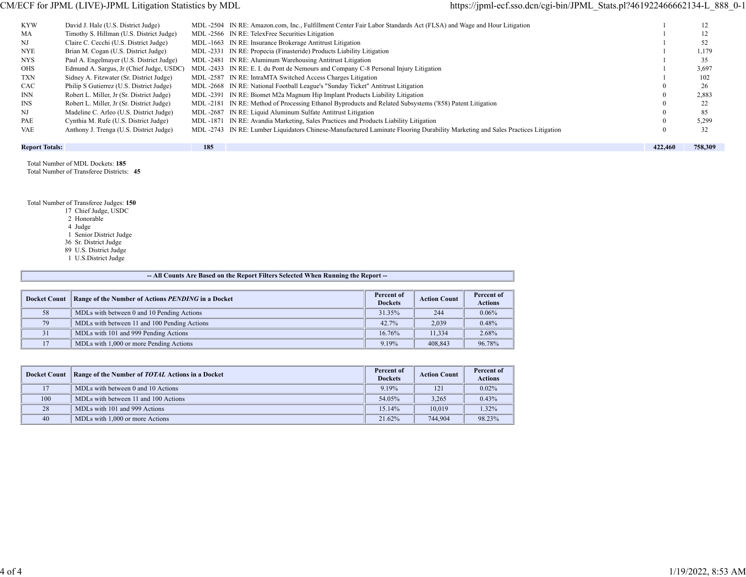| | | | | | |
|---|---|---|---|---|---|
| KYW | David J. Hale (U.S. District Judge) | MDL -2504 | IN RE: Amazon.com, Inc., Fulfillment Center Fair Labor Standards Act (FLSA) and Wage and Hour Litigation | 1 | 12 |
| MA | Timothy S. Hillman (U.S. District Judge) | MDL -2566 | IN RE: TelexFree Securities Litigation | 1 | 12 |
| NJ | Claire C. Cecchi (U.S. District Judge) | MDL -1663 | IN RE: Insurance Brokerage Antitrust Litigation | 1 | 52 |
| NYE | Brian M. Cogan (U.S. District Judge) | MDL -2331 | IN RE: Propecia (Finasteride) Products Liability Litigation | 1 | 1,179 |
| NYS | Paul A. Engelmayer (U.S. District Judge) | MDL -2481 | IN RE: Aluminum Warehousing Antitrust Litigation | 1 | 35 |
| OHS | Edmund A. Sargus, Jr (Chief Judge, USDC) | MDL -2433 | IN RE: E. I. du Pont de Nemours and Company C-8 Personal Injury Litigation | 1 | 3,697 |
| TXN | Sidney A. Fitzwater (Sr. District Judge) | MDL -2587 | IN RE: IntraMTA Switched Access Charges Litigation | 1 | 102 |
| CAC | Philip S Gutierrez (U.S. District Judge) | MDL -2668 | IN RE: National Football League's "Sunday Ticket" Antitrust Litigation | 0 | 26 |
| INN | Robert L. Miller, Jr (Sr. District Judge) | MDL -2391 | IN RE: Biomet M2a Magnum Hip Implant Products Liability Litigation | 0 | 2,883 |
| INS | Robert L. Miller, Jr (Sr. District Judge) | MDL -2181 | IN RE: Method of Processing Ethanol Byproducts and Related Subsystems ('858) Patent Litigation | 0 | 22 |
| NJ | Madeline C. Arleo (U.S. District Judge) | MDL -2687 | IN RE: Liquid Aluminum Sulfate Antitrust Litigation | 0 | 85 |
| PAE | Cynthia M. Rufe (U.S. District Judge) | MDL -1871 | IN RE: Avandia Marketing, Sales Practices and Products Liability Litigation | 0 | 5,299 |
| VAE | Anthony J. Trenga (U.S. District Judge) | MDL -2743 | IN RE: Lumber Liquidators Chinese-Manufactured Laminate Flooring Durability Marketing and Sales Practices Litigation | 0 | 32 |
| **Report Totals:** | | **185** | | **422,460** | **758,309** |

Total Number of MDL Dockets: **185**
Total Number of Transferee Districts: **45**

Total Number of Transferee Judges: **150**

- 17 Chief Judge, USDC
- 2 Honorable
- 4 Judge
- 1 Senior District Judge
- 36 Sr. District Judge
- 89 U.S. District Judge
- 1 U.S.District Judge

**-- All Counts Are Based on the Report Filters Selected When Running the Report --**

| Docket Count | Range of the Number of Actions *PENDING* in a Docket | Percent of Dockets | Action Count | Percent of Actions |
|---|---|---|---|---|
| 58 | MDLs with between 0 and 10 Pending Actions | 31.35% | 244 | 0.06% |
| 79 | MDLs with between 11 and 100 Pending Actions | 42.7% | 2,039 | 0.48% |
| 31 | MDLs with 101 and 999 Pending Actions | 16.76% | 11,334 | 2.68% |
| 17 | MDLs with 1,000 or more Pending Actions | 9.19% | 408,843 | 96.78% |

| Docket Count | Range of the Number of *TOTAL* Actions in a Docket | Percent of Dockets | Action Count | Percent of Actions |
|---|---|---|---|---|
| 17 | MDLs with between 0 and 10 Actions | 9.19% | 121 | 0.02% |
| 100 | MDLs with between 11 and 100 Actions | 54.05% | 3,265 | 0.43% |
| 28 | MDLs with 101 and 999 Actions | 15.14% | 10,019 | 1.32% |
| 40 | MDLs with 1,000 or more Actions | 21.62% | 744,904 | 98.23% |